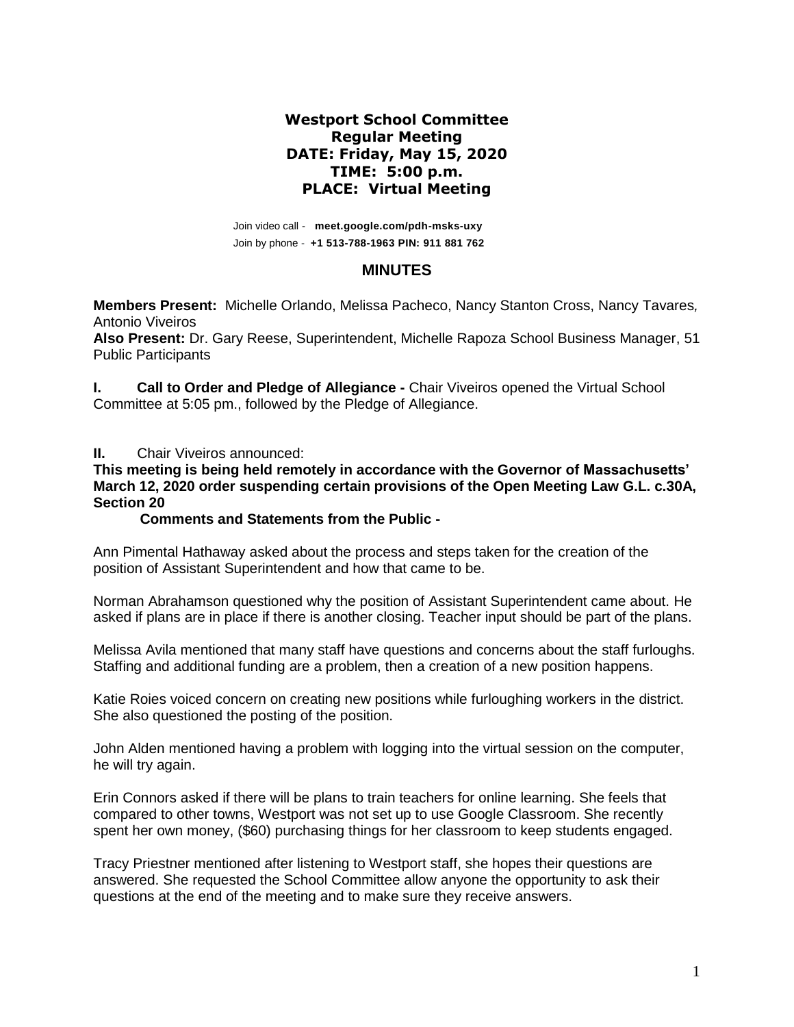**Westport School Committee**
**Regular Meeting**
**DATE: Friday, May 15, 2020**
**TIME: 5:00 p.m.**
**PLACE: Virtual Meeting**

Join video call - **meet.google.com/pdh-msks-uxy**
Join by phone - **+1 513-788-1963 PIN: 911 881 762**

## MINUTES

**Members Present:** Michelle Orlando, Melissa Pacheco, Nancy Stanton Cross, Nancy Tavares*,* Antonio Viveiros
**Also Present:** Dr. Gary Reese, Superintendent, Michelle Rapoza School Business Manager, 51 Public Participants

**I. Call to Order and Pledge of Allegiance -** Chair Viveiros opened the Virtual School Committee at 5:05 pm., followed by the Pledge of Allegiance.

**II.** Chair Viveiros announced:
**This meeting is being held remotely in accordance with the Governor of Massachusetts' March 12, 2020 order suspending certain provisions of the Open Meeting Law G.L. c.30A, Section 20**

**Comments and Statements from the Public -**

Ann Pimental Hathaway asked about the process and steps taken for the creation of the position of Assistant Superintendent and how that came to be.

Norman Abrahamson questioned why the position of Assistant Superintendent came about. He asked if plans are in place if there is another closing. Teacher input should be part of the plans.

Melissa Avila mentioned that many staff have questions and concerns about the staff furloughs. Staffing and additional funding are a problem, then a creation of a new position happens.

Katie Roies voiced concern on creating new positions while furloughing workers in the district. She also questioned the posting of the position.

John Alden mentioned having a problem with logging into the virtual session on the computer, he will try again.

Erin Connors asked if there will be plans to train teachers for online learning. She feels that compared to other towns, Westport was not set up to use Google Classroom. She recently spent her own money, ($60) purchasing things for her classroom to keep students engaged.

Tracy Priestner mentioned after listening to Westport staff, she hopes their questions are answered. She requested the School Committee allow anyone the opportunity to ask their questions at the end of the meeting and to make sure they receive answers.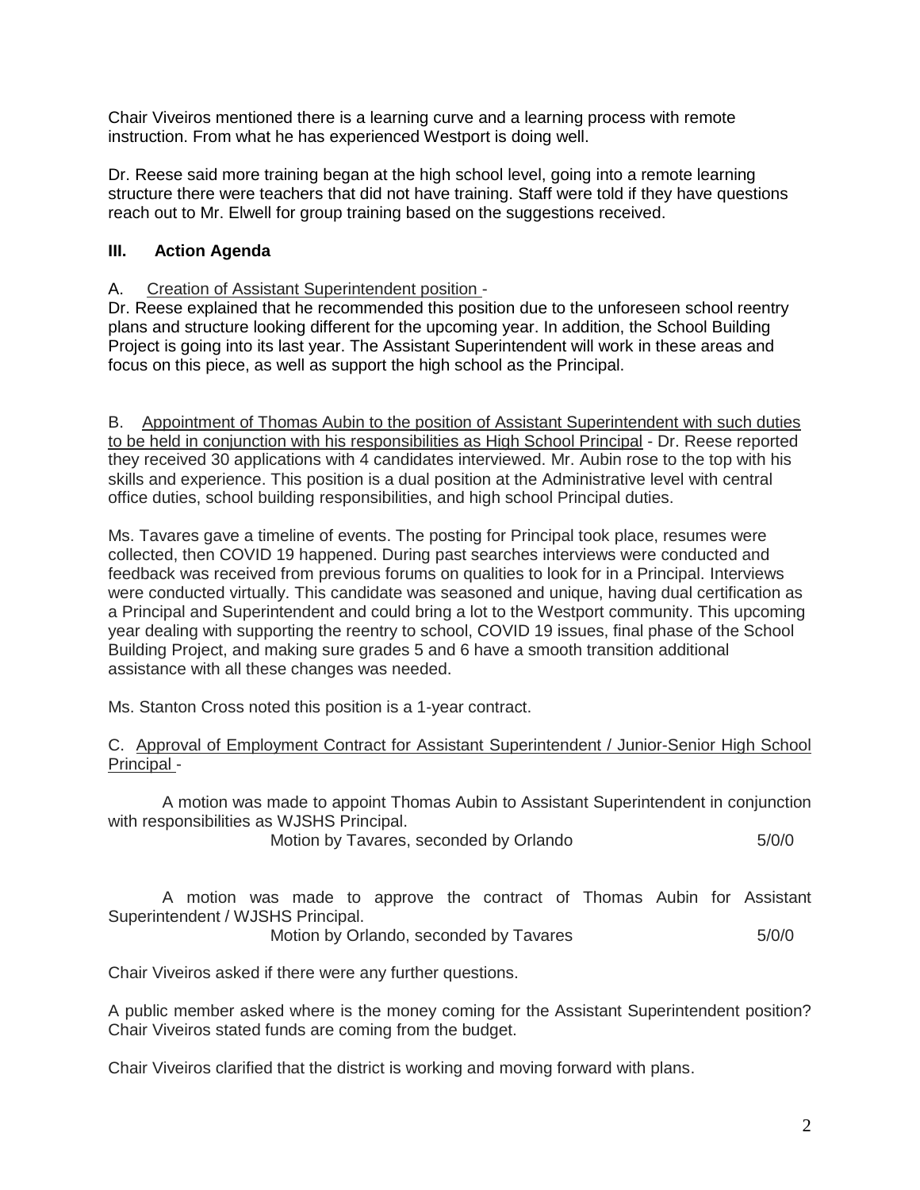Chair Viveiros mentioned there is a learning curve and a learning process with remote instruction. From what he has experienced Westport is doing well.

Dr. Reese said more training began at the high school level, going into a remote learning structure there were teachers that did not have training. Staff were told if they have questions reach out to Mr. Elwell for group training based on the suggestions received.

### III. Action Agenda

A. Creation of Assistant Superintendent position -
Dr. Reese explained that he recommended this position due to the unforeseen school reentry plans and structure looking different for the upcoming year. In addition, the School Building Project is going into its last year. The Assistant Superintendent will work in these areas and focus on this piece, as well as support the high school as the Principal.

B. Appointment of Thomas Aubin to the position of Assistant Superintendent with such duties to be held in conjunction with his responsibilities as High School Principal - Dr. Reese reported they received 30 applications with 4 candidates interviewed. Mr. Aubin rose to the top with his skills and experience. This position is a dual position at the Administrative level with central office duties, school building responsibilities, and high school Principal duties.

Ms. Tavares gave a timeline of events. The posting for Principal took place, resumes were collected, then COVID 19 happened. During past searches interviews were conducted and feedback was received from previous forums on qualities to look for in a Principal. Interviews were conducted virtually. This candidate was seasoned and unique, having dual certification as a Principal and Superintendent and could bring a lot to the Westport community. This upcoming year dealing with supporting the reentry to school, COVID 19 issues, final phase of the School Building Project, and making sure grades 5 and 6 have a smooth transition additional assistance with all these changes was needed.

Ms. Stanton Cross noted this position is a 1-year contract.

C. Approval of Employment Contract for Assistant Superintendent / Junior-Senior High School Principal -

A motion was made to appoint Thomas Aubin to Assistant Superintendent in conjunction with responsibilities as WJSHS Principal.

Motion by Tavares, seconded by Orlando 5/0/0

A motion was made to approve the contract of Thomas Aubin for Assistant Superintendent / WJSHS Principal.

Motion by Orlando, seconded by Tavares 5/0/0

Chair Viveiros asked if there were any further questions.

A public member asked where is the money coming for the Assistant Superintendent position? Chair Viveiros stated funds are coming from the budget.

Chair Viveiros clarified that the district is working and moving forward with plans.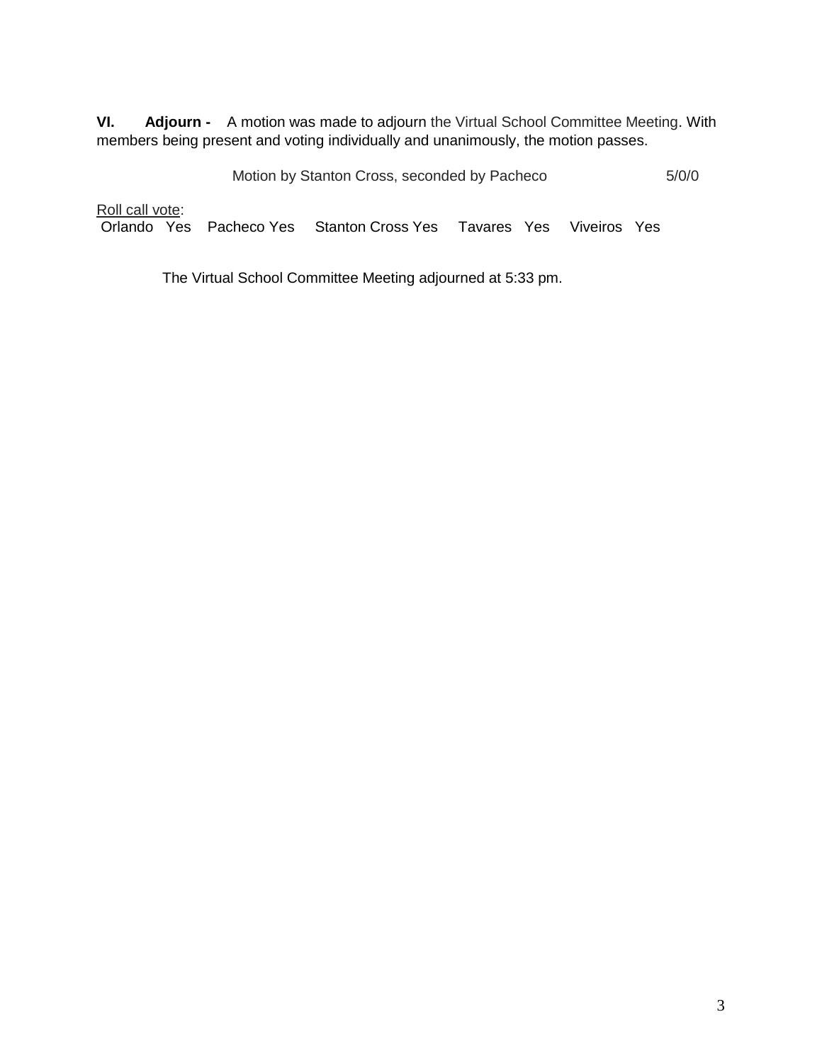**VI. Adjourn -** A motion was made to adjourn the Virtual School Committee Meeting. With members being present and voting individually and unanimously, the motion passes.

Motion by Stanton Cross, seconded by Pacheco 5/0/0

Roll call vote:
Orlando Yes Pacheco Yes Stanton Cross Yes Tavares Yes Viveiros Yes

The Virtual School Committee Meeting adjourned at 5:33 pm.